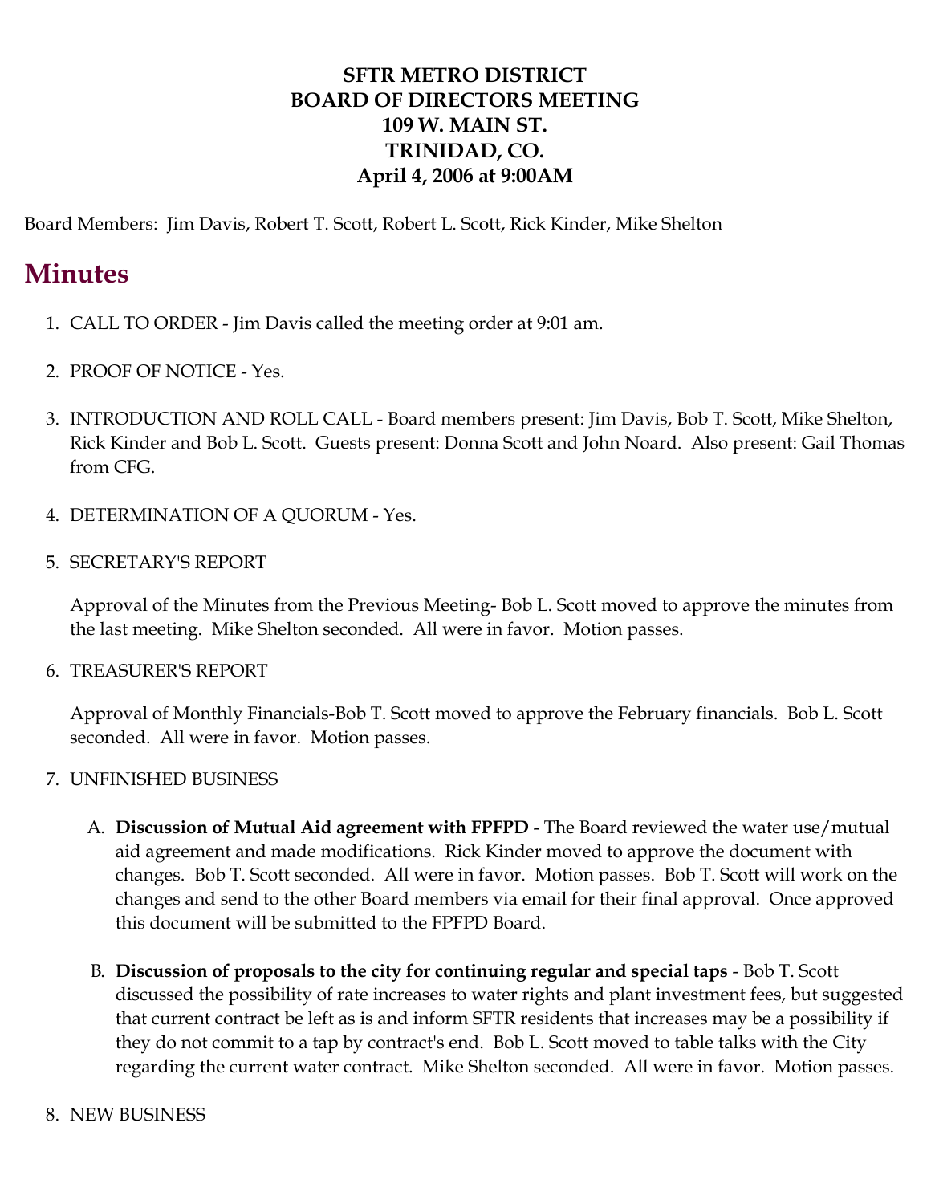**SFTR METRO DISTRICT**
**BOARD OF DIRECTORS MEETING**
**109 W. MAIN ST.**
**TRINIDAD, CO.**
**April 4, 2006 at 9:00AM**

Board Members: Jim Davis, Robert T. Scott, Robert L. Scott, Rick Kinder, Mike Shelton

# Minutes

1. CALL TO ORDER - Jim Davis called the meeting order at 9:01 am.

2. PROOF OF NOTICE - Yes.

3. INTRODUCTION AND ROLL CALL - Board members present: Jim Davis, Bob T. Scott, Mike Shelton, Rick Kinder and Bob L. Scott. Guests present: Donna Scott and John Noard. Also present: Gail Thomas from CFG.

4. DETERMINATION OF A QUORUM - Yes.

5. SECRETARY'S REPORT

   Approval of the Minutes from the Previous Meeting- Bob L. Scott moved to approve the minutes from the last meeting. Mike Shelton seconded. All were in favor. Motion passes.

6. TREASURER'S REPORT

   Approval of Monthly Financials-Bob T. Scott moved to approve the February financials. Bob L. Scott seconded. All were in favor. Motion passes.

7. UNFINISHED BUSINESS

   A. **Discussion of Mutual Aid agreement with FPFPD** - The Board reviewed the water use/mutual aid agreement and made modifications. Rick Kinder moved to approve the document with changes. Bob T. Scott seconded. All were in favor. Motion passes. Bob T. Scott will work on the changes and send to the other Board members via email for their final approval. Once approved this document will be submitted to the FPFPD Board.

   B. **Discussion of proposals to the city for continuing regular and special taps** - Bob T. Scott discussed the possibility of rate increases to water rights and plant investment fees, but suggested that current contract be left as is and inform SFTR residents that increases may be a possibility if they do not commit to a tap by contract's end. Bob L. Scott moved to table talks with the City regarding the current water contract. Mike Shelton seconded. All were in favor. Motion passes.

8. NEW BUSINESS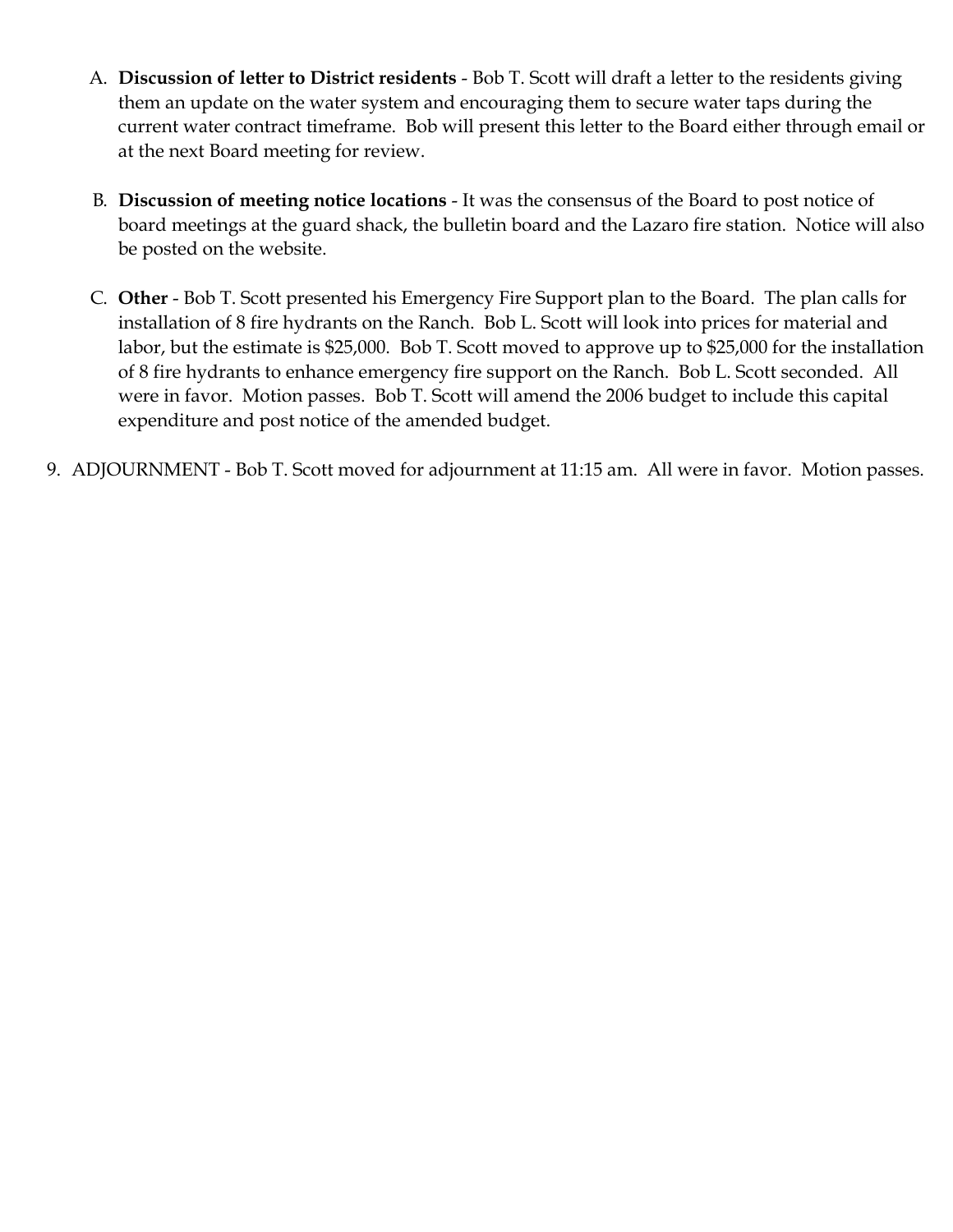A. **Discussion of letter to District residents** - Bob T. Scott will draft a letter to the residents giving them an update on the water system and encouraging them to secure water taps during the current water contract timeframe. Bob will present this letter to the Board either through email or at the next Board meeting for review.

B. **Discussion of meeting notice locations** - It was the consensus of the Board to post notice of board meetings at the guard shack, the bulletin board and the Lazaro fire station. Notice will also be posted on the website.

C. **Other** - Bob T. Scott presented his Emergency Fire Support plan to the Board. The plan calls for installation of 8 fire hydrants on the Ranch. Bob L. Scott will look into prices for material and labor, but the estimate is $25,000. Bob T. Scott moved to approve up to $25,000 for the installation of 8 fire hydrants to enhance emergency fire support on the Ranch. Bob L. Scott seconded. All were in favor. Motion passes. Bob T. Scott will amend the 2006 budget to include this capital expenditure and post notice of the amended budget.

9. ADJOURNMENT - Bob T. Scott moved for adjournment at 11:15 am. All were in favor. Motion passes.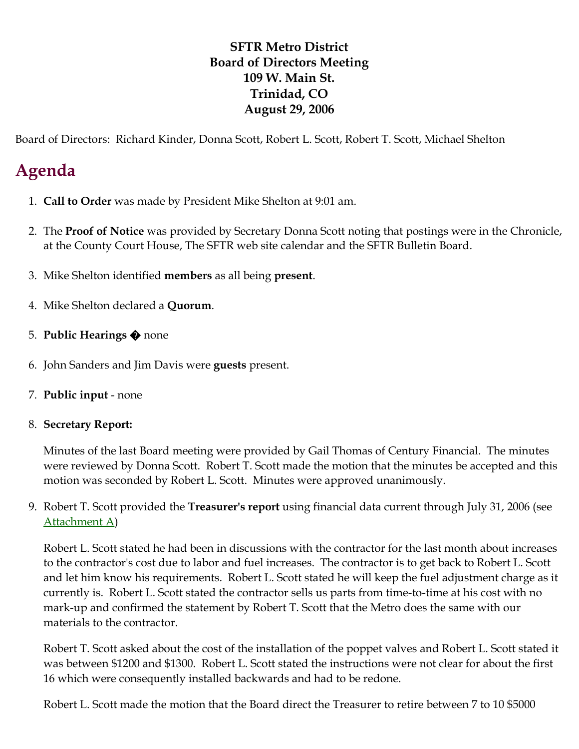**SFTR Metro District**
**Board of Directors Meeting**
**109 W. Main St.**
**Trinidad, CO**
**August 29, 2006**

Board of Directors: Richard Kinder, Donna Scott, Robert L. Scott, Robert T. Scott, Michael Shelton

# Agenda

1. **Call to Order** was made by President Mike Shelton at 9:01 am.

2. The **Proof of Notice** was provided by Secretary Donna Scott noting that postings were in the Chronicle, at the County Court House, The SFTR web site calendar and the SFTR Bulletin Board.

3. Mike Shelton identified **members** as all being **present**.

4. Mike Shelton declared a **Quorum**.

5. **Public Hearings �** none

6. John Sanders and Jim Davis were **guests** present.

7. **Public input** - none

8. **Secretary Report:**

   Minutes of the last Board meeting were provided by Gail Thomas of Century Financial. The minutes were reviewed by Donna Scott. Robert T. Scott made the motion that the minutes be accepted and this motion was seconded by Robert L. Scott. Minutes were approved unanimously.

9. Robert T. Scott provided the **Treasurer's report** using financial data current through July 31, 2006 (see Attachment A)

   Robert L. Scott stated he had been in discussions with the contractor for the last month about increases to the contractor's cost due to labor and fuel increases. The contractor is to get back to Robert L. Scott and let him know his requirements. Robert L. Scott stated he will keep the fuel adjustment charge as it currently is. Robert L. Scott stated the contractor sells us parts from time-to-time at his cost with no mark-up and confirmed the statement by Robert T. Scott that the Metro does the same with our materials to the contractor.

   Robert T. Scott asked about the cost of the installation of the poppet valves and Robert L. Scott stated it was between $1200 and $1300. Robert L. Scott stated the instructions were not clear for about the first 16 which were consequently installed backwards and had to be redone.

   Robert L. Scott made the motion that the Board direct the Treasurer to retire between 7 to 10 $5000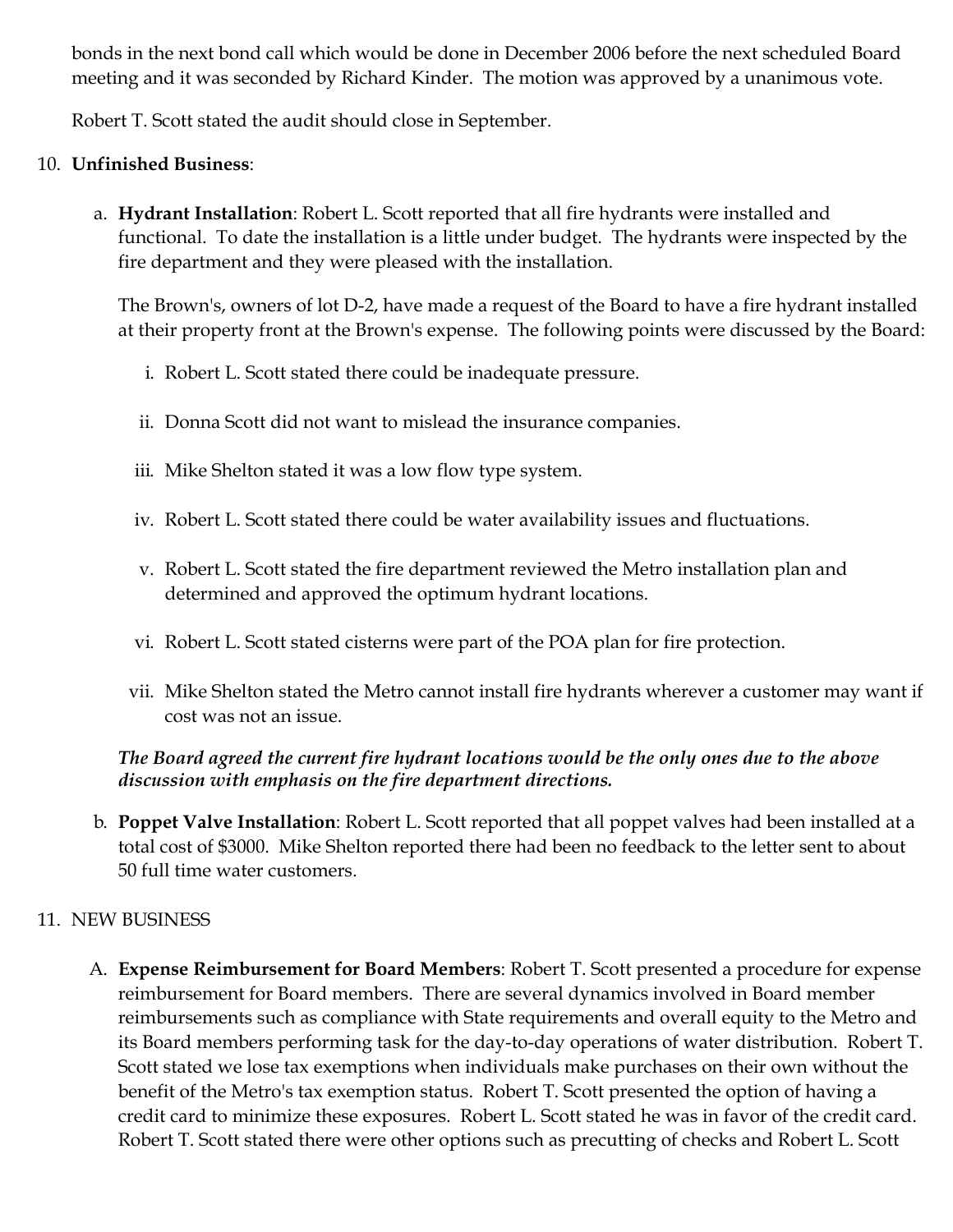bonds in the next bond call which would be done in December 2006 before the next scheduled Board meeting and it was seconded by Richard Kinder. The motion was approved by a unanimous vote.

Robert T. Scott stated the audit should close in September.

10. **Unfinished Business**:

   a. **Hydrant Installation**: Robert L. Scott reported that all fire hydrants were installed and functional. To date the installation is a little under budget. The hydrants were inspected by the fire department and they were pleased with the installation.

      The Brown's, owners of lot D-2, have made a request of the Board to have a fire hydrant installed at their property front at the Brown's expense. The following points were discussed by the Board:

      i. Robert L. Scott stated there could be inadequate pressure.

      ii. Donna Scott did not want to mislead the insurance companies.

      iii. Mike Shelton stated it was a low flow type system.

      iv. Robert L. Scott stated there could be water availability issues and fluctuations.

      v. Robert L. Scott stated the fire department reviewed the Metro installation plan and determined and approved the optimum hydrant locations.

      vi. Robert L. Scott stated cisterns were part of the POA plan for fire protection.

      vii. Mike Shelton stated the Metro cannot install fire hydrants wherever a customer may want if cost was not an issue.

      ***The Board agreed the current fire hydrant locations would be the only ones due to the above discussion with emphasis on the fire department directions.***

   b. **Poppet Valve Installation**: Robert L. Scott reported that all poppet valves had been installed at a total cost of $3000. Mike Shelton reported there had been no feedback to the letter sent to about 50 full time water customers.

11. NEW BUSINESS

   A. **Expense Reimbursement for Board Members**: Robert T. Scott presented a procedure for expense reimbursement for Board members. There are several dynamics involved in Board member reimbursements such as compliance with State requirements and overall equity to the Metro and its Board members performing task for the day-to-day operations of water distribution. Robert T. Scott stated we lose tax exemptions when individuals make purchases on their own without the benefit of the Metro's tax exemption status. Robert T. Scott presented the option of having a credit card to minimize these exposures. Robert L. Scott stated he was in favor of the credit card. Robert T. Scott stated there were other options such as precutting of checks and Robert L. Scott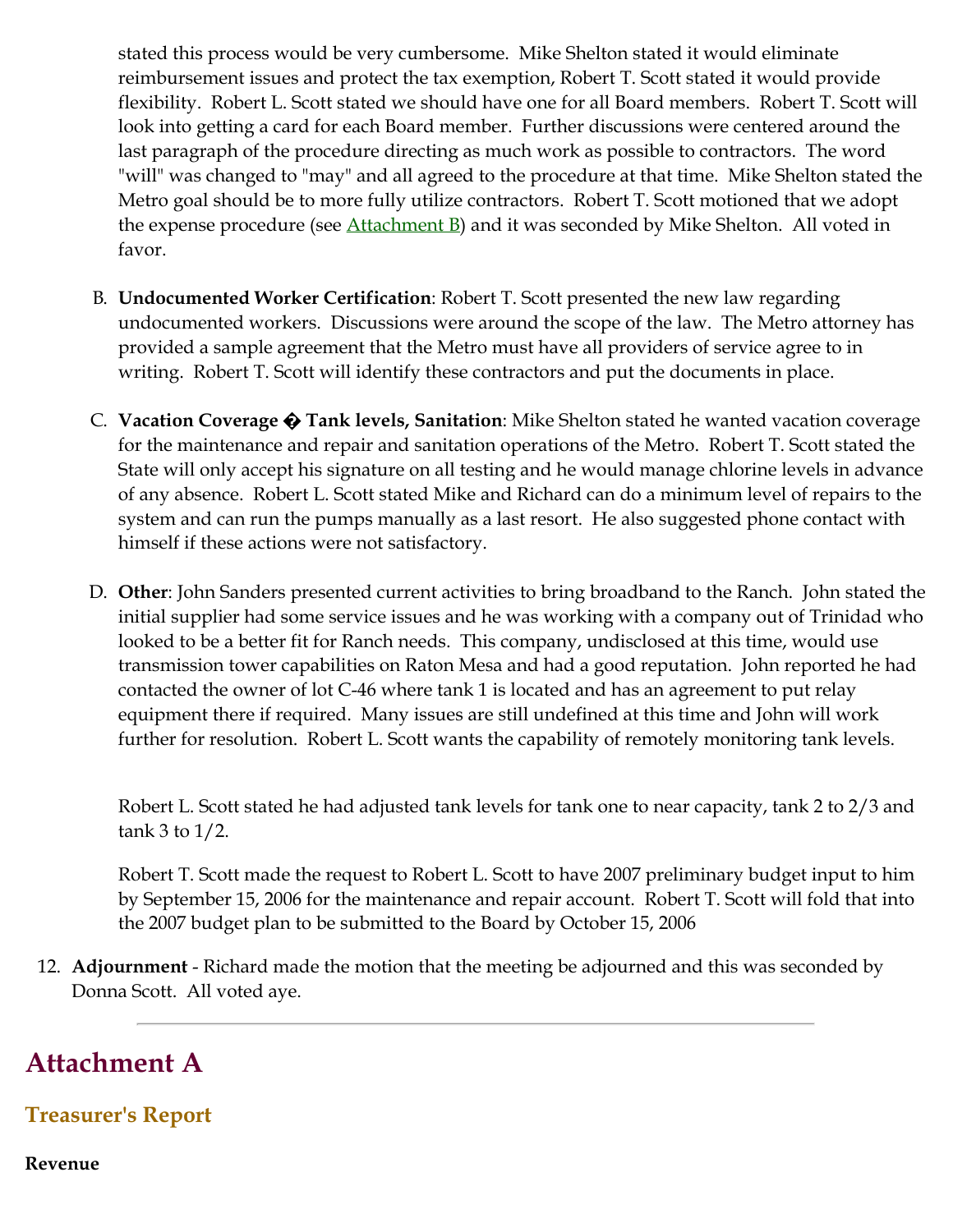stated this process would be very cumbersome. Mike Shelton stated it would eliminate reimbursement issues and protect the tax exemption, Robert T. Scott stated it would provide flexibility. Robert L. Scott stated we should have one for all Board members. Robert T. Scott will look into getting a card for each Board member. Further discussions were centered around the last paragraph of the procedure directing as much work as possible to contractors. The word "will" was changed to "may" and all agreed to the procedure at that time. Mike Shelton stated the Metro goal should be to more fully utilize contractors. Robert T. Scott motioned that we adopt the expense procedure (see Attachment B) and it was seconded by Mike Shelton. All voted in favor.

B. **Undocumented Worker Certification**: Robert T. Scott presented the new law regarding undocumented workers. Discussions were around the scope of the law. The Metro attorney has provided a sample agreement that the Metro must have all providers of service agree to in writing. Robert T. Scott will identify these contractors and put the documents in place.

C. **Vacation Coverage � Tank levels, Sanitation**: Mike Shelton stated he wanted vacation coverage for the maintenance and repair and sanitation operations of the Metro. Robert T. Scott stated the State will only accept his signature on all testing and he would manage chlorine levels in advance of any absence. Robert L. Scott stated Mike and Richard can do a minimum level of repairs to the system and can run the pumps manually as a last resort. He also suggested phone contact with himself if these actions were not satisfactory.

D. **Other**: John Sanders presented current activities to bring broadband to the Ranch. John stated the initial supplier had some service issues and he was working with a company out of Trinidad who looked to be a better fit for Ranch needs. This company, undisclosed at this time, would use transmission tower capabilities on Raton Mesa and had a good reputation. John reported he had contacted the owner of lot C-46 where tank 1 is located and has an agreement to put relay equipment there if required. Many issues are still undefined at this time and John will work further for resolution. Robert L. Scott wants the capability of remotely monitoring tank levels.

   Robert L. Scott stated he had adjusted tank levels for tank one to near capacity, tank 2 to 2/3 and tank 3 to 1/2.

   Robert T. Scott made the request to Robert L. Scott to have 2007 preliminary budget input to him by September 15, 2006 for the maintenance and repair account. Robert T. Scott will fold that into the 2007 budget plan to be submitted to the Board by October 15, 2006

12. **Adjournment** - Richard made the motion that the meeting be adjourned and this was seconded by Donna Scott. All voted aye.

---

# Attachment A

## Treasurer's Report

**Revenue**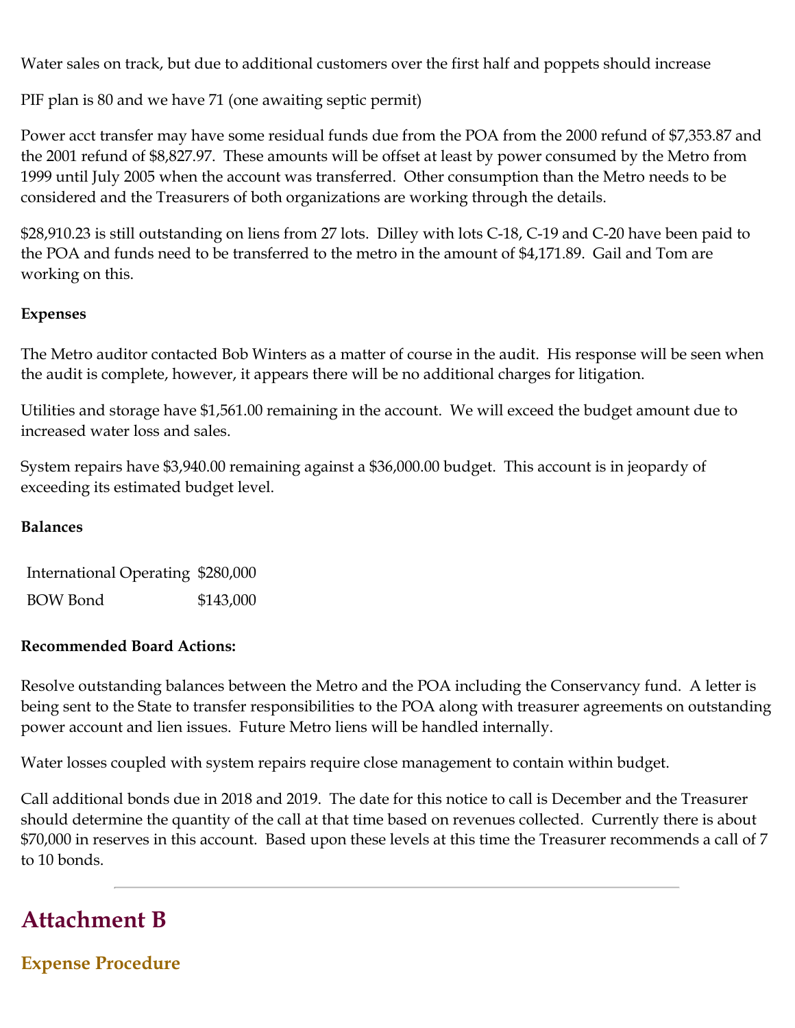Water sales on track, but due to additional customers over the first half and poppets should increase

PIF plan is 80 and we have 71 (one awaiting septic permit)

Power acct transfer may have some residual funds due from the POA from the 2000 refund of $7,353.87 and the 2001 refund of $8,827.97. These amounts will be offset at least by power consumed by the Metro from 1999 until July 2005 when the account was transferred. Other consumption than the Metro needs to be considered and the Treasurers of both organizations are working through the details.

$28,910.23 is still outstanding on liens from 27 lots. Dilley with lots C-18, C-19 and C-20 have been paid to the POA and funds need to be transferred to the metro in the amount of $4,171.89. Gail and Tom are working on this.

**Expenses**

The Metro auditor contacted Bob Winters as a matter of course in the audit. His response will be seen when the audit is complete, however, it appears there will be no additional charges for litigation.

Utilities and storage have $1,561.00 remaining in the account. We will exceed the budget amount due to increased water loss and sales.

System repairs have $3,940.00 remaining against a $36,000.00 budget. This account is in jeopardy of exceeding its estimated budget level.

**Balances**

| | |
|---|---|
| International Operating | $280,000 |
| BOW Bond | $143,000 |

**Recommended Board Actions:**

Resolve outstanding balances between the Metro and the POA including the Conservancy fund. A letter is being sent to the State to transfer responsibilities to the POA along with treasurer agreements on outstanding power account and lien issues. Future Metro liens will be handled internally.

Water losses coupled with system repairs require close management to contain within budget.

Call additional bonds due in 2018 and 2019. The date for this notice to call is December and the Treasurer should determine the quantity of the call at that time based on revenues collected. Currently there is about $70,000 in reserves in this account. Based upon these levels at this time the Treasurer recommends a call of 7 to 10 bonds.

---

# Attachment B

## Expense Procedure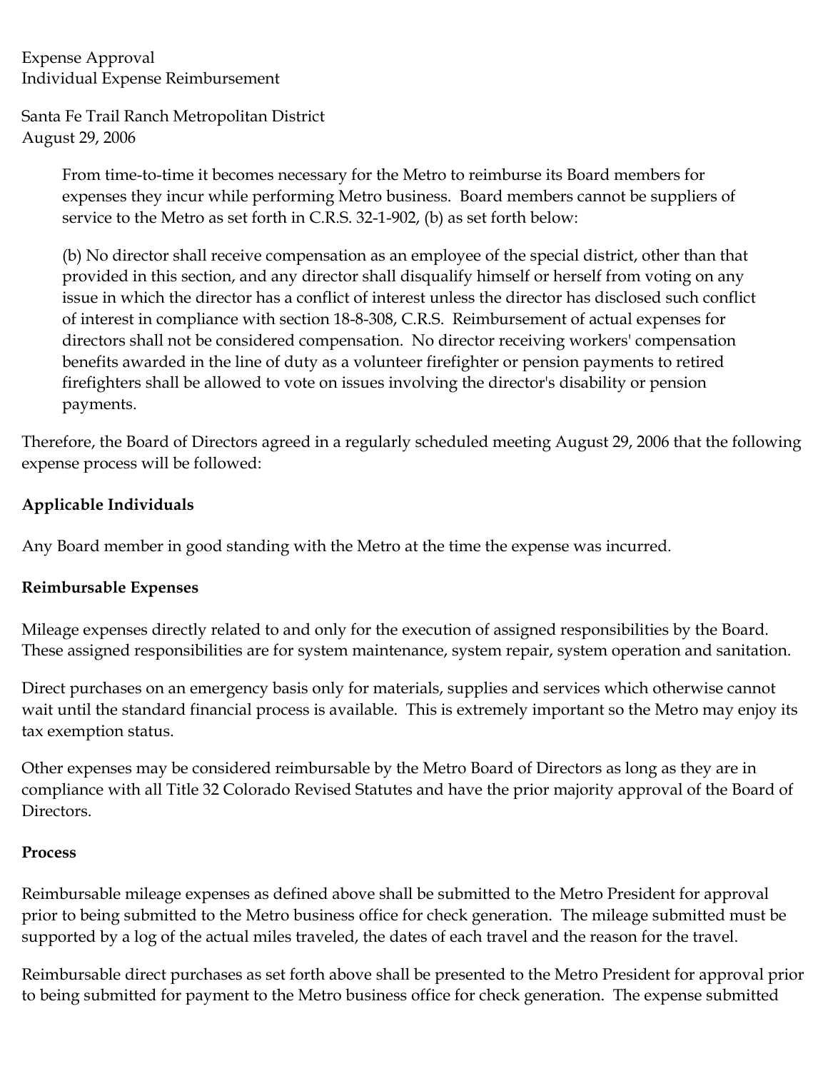Expense Approval
Individual Expense Reimbursement

Santa Fe Trail Ranch Metropolitan District
August 29, 2006

> From time-to-time it becomes necessary for the Metro to reimburse its Board members for expenses they incur while performing Metro business. Board members cannot be suppliers of service to the Metro as set forth in C.R.S. 32-1-902, (b) as set forth below:
>
> (b) No director shall receive compensation as an employee of the special district, other than that provided in this section, and any director shall disqualify himself or herself from voting on any issue in which the director has a conflict of interest unless the director has disclosed such conflict of interest in compliance with section 18-8-308, C.R.S. Reimbursement of actual expenses for directors shall not be considered compensation. No director receiving workers' compensation benefits awarded in the line of duty as a volunteer firefighter or pension payments to retired firefighters shall be allowed to vote on issues involving the director's disability or pension payments.

Therefore, the Board of Directors agreed in a regularly scheduled meeting August 29, 2006 that the following expense process will be followed:

**Applicable Individuals**

Any Board member in good standing with the Metro at the time the expense was incurred.

**Reimbursable Expenses**

Mileage expenses directly related to and only for the execution of assigned responsibilities by the Board. These assigned responsibilities are for system maintenance, system repair, system operation and sanitation.

Direct purchases on an emergency basis only for materials, supplies and services which otherwise cannot wait until the standard financial process is available. This is extremely important so the Metro may enjoy its tax exemption status.

Other expenses may be considered reimbursable by the Metro Board of Directors as long as they are in compliance with all Title 32 Colorado Revised Statutes and have the prior majority approval of the Board of Directors.

**Process**

Reimbursable mileage expenses as defined above shall be submitted to the Metro President for approval prior to being submitted to the Metro business office for check generation. The mileage submitted must be supported by a log of the actual miles traveled, the dates of each travel and the reason for the travel.

Reimbursable direct purchases as set forth above shall be presented to the Metro President for approval prior to being submitted for payment to the Metro business office for check generation. The expense submitted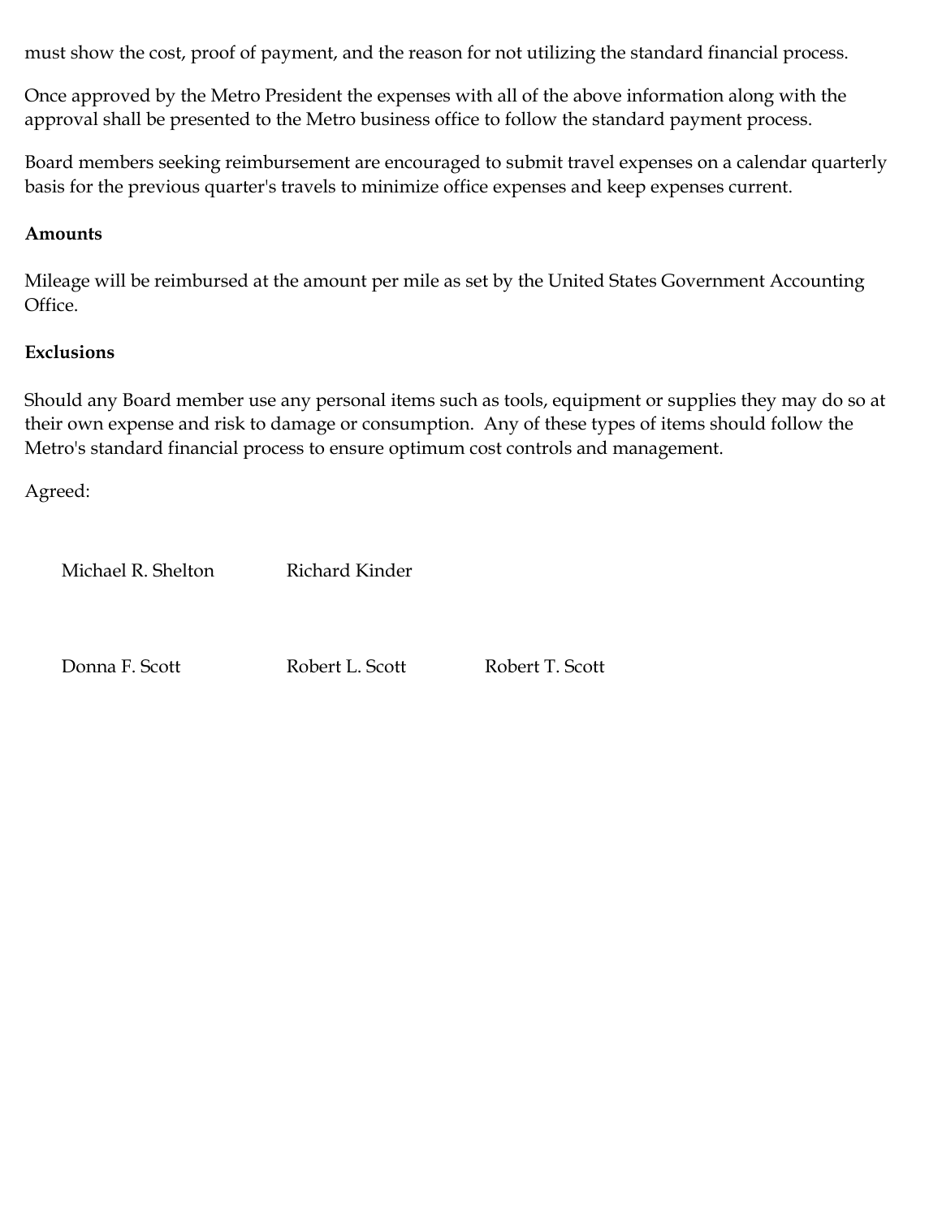must show the cost, proof of payment, and the reason for not utilizing the standard financial process.

Once approved by the Metro President the expenses with all of the above information along with the approval shall be presented to the Metro business office to follow the standard payment process.

Board members seeking reimbursement are encouraged to submit travel expenses on a calendar quarterly basis for the previous quarter's travels to minimize office expenses and keep expenses current.

**Amounts**

Mileage will be reimbursed at the amount per mile as set by the United States Government Accounting Office.

**Exclusions**

Should any Board member use any personal items such as tools, equipment or supplies they may do so at their own expense and risk to damage or consumption. Any of these types of items should follow the Metro's standard financial process to ensure optimum cost controls and management.

Agreed:

Michael R. Shelton    Richard Kinder

Donna F. Scott    Robert L. Scott    Robert T. Scott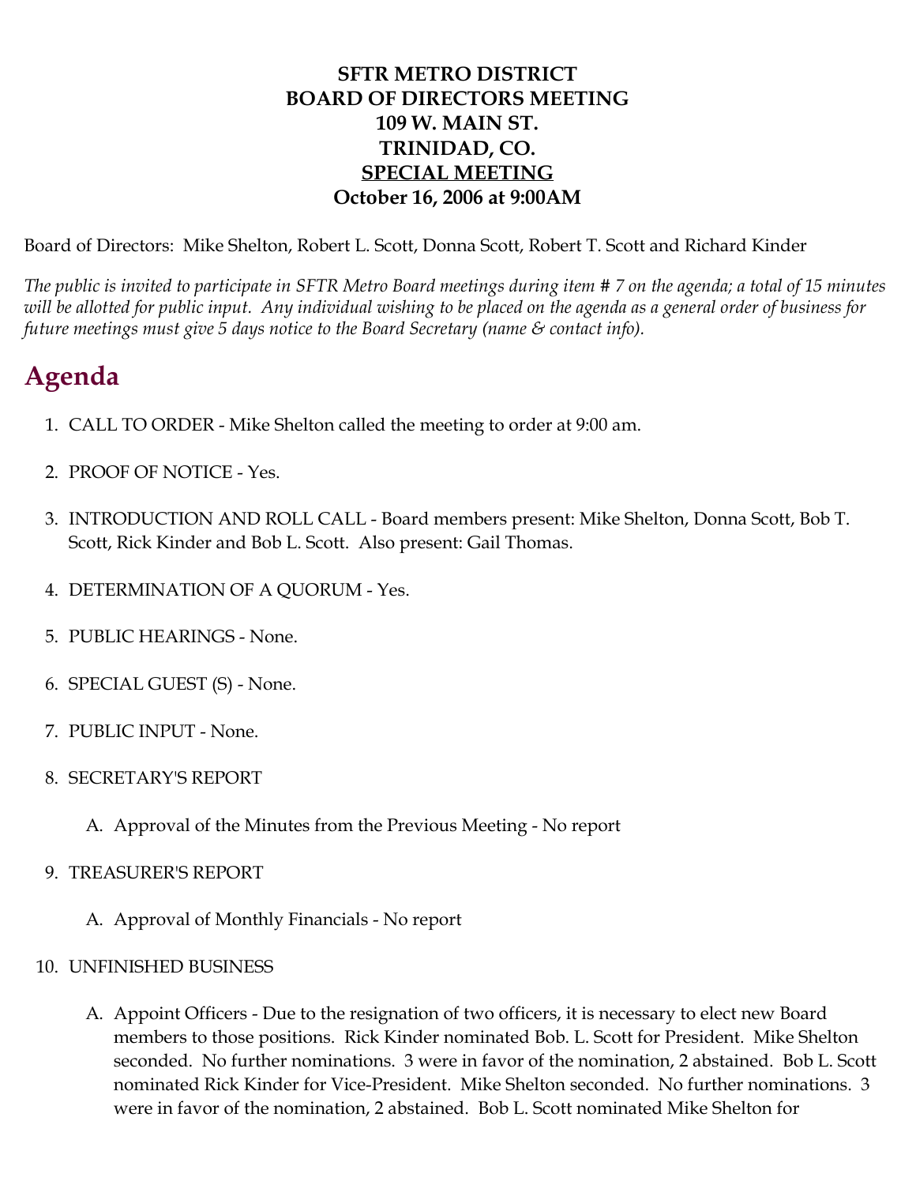**SFTR METRO DISTRICT**
**BOARD OF DIRECTORS MEETING**
**109 W. MAIN ST.**
**TRINIDAD, CO.**
**<u>SPECIAL MEETING</u>**
**October 16, 2006 at 9:00AM**

Board of Directors: Mike Shelton, Robert L. Scott, Donna Scott, Robert T. Scott and Richard Kinder

*The public is invited to participate in SFTR Metro Board meetings during item # 7 on the agenda; a total of 15 minutes will be allotted for public input. Any individual wishing to be placed on the agenda as a general order of business for future meetings must give 5 days notice to the Board Secretary (name & contact info).*

# Agenda

1. CALL TO ORDER - Mike Shelton called the meeting to order at 9:00 am.

2. PROOF OF NOTICE - Yes.

3. INTRODUCTION AND ROLL CALL - Board members present: Mike Shelton, Donna Scott, Bob T. Scott, Rick Kinder and Bob L. Scott. Also present: Gail Thomas.

4. DETERMINATION OF A QUORUM - Yes.

5. PUBLIC HEARINGS - None.

6. SPECIAL GUEST (S) - None.

7. PUBLIC INPUT - None.

8. SECRETARY'S REPORT

   A. Approval of the Minutes from the Previous Meeting - No report

9. TREASURER'S REPORT

   A. Approval of Monthly Financials - No report

10. UNFINISHED BUSINESS

    A. Appoint Officers - Due to the resignation of two officers, it is necessary to elect new Board members to those positions. Rick Kinder nominated Bob. L. Scott for President. Mike Shelton seconded. No further nominations. 3 were in favor of the nomination, 2 abstained. Bob L. Scott nominated Rick Kinder for Vice-President. Mike Shelton seconded. No further nominations. 3 were in favor of the nomination, 2 abstained. Bob L. Scott nominated Mike Shelton for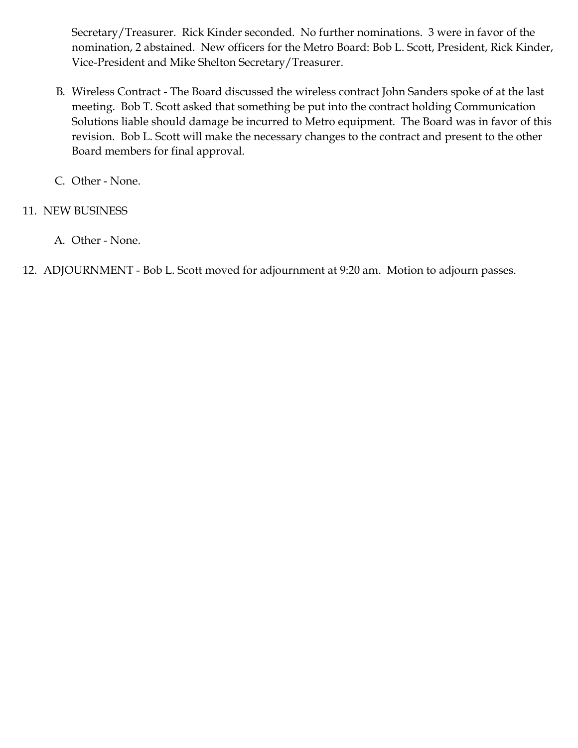Secretary/Treasurer. Rick Kinder seconded. No further nominations. 3 were in favor of the nomination, 2 abstained. New officers for the Metro Board: Bob L. Scott, President, Rick Kinder, Vice-President and Mike Shelton Secretary/Treasurer.

B. Wireless Contract - The Board discussed the wireless contract John Sanders spoke of at the last meeting. Bob T. Scott asked that something be put into the contract holding Communication Solutions liable should damage be incurred to Metro equipment. The Board was in favor of this revision. Bob L. Scott will make the necessary changes to the contract and present to the other Board members for final approval.

C. Other - None.

11. NEW BUSINESS

A. Other - None.

12. ADJOURNMENT - Bob L. Scott moved for adjournment at 9:20 am. Motion to adjourn passes.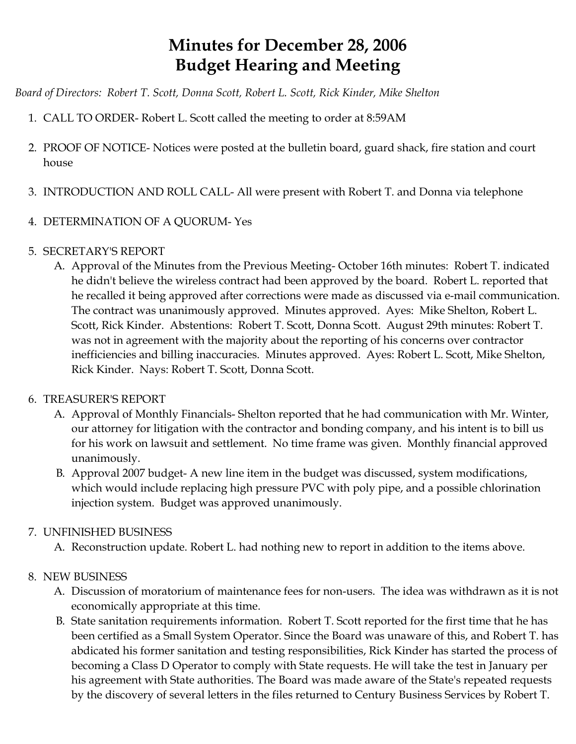# Minutes for December 28, 2006
# Budget Hearing and Meeting

*Board of Directors: Robert T. Scott, Donna Scott, Robert L. Scott, Rick Kinder, Mike Shelton*

1. CALL TO ORDER- Robert L. Scott called the meeting to order at 8:59AM

2. PROOF OF NOTICE- Notices were posted at the bulletin board, guard shack, fire station and court house

3. INTRODUCTION AND ROLL CALL- All were present with Robert T. and Donna via telephone

4. DETERMINATION OF A QUORUM- Yes

5. SECRETARY'S REPORT
   A. Approval of the Minutes from the Previous Meeting- October 16th minutes: Robert T. indicated he didn't believe the wireless contract had been approved by the board. Robert L. reported that he recalled it being approved after corrections were made as discussed via e-mail communication. The contract was unanimously approved. Minutes approved. Ayes: Mike Shelton, Robert L. Scott, Rick Kinder. Abstentions: Robert T. Scott, Donna Scott. August 29th minutes: Robert T. was not in agreement with the majority about the reporting of his concerns over contractor inefficiencies and billing inaccuracies. Minutes approved. Ayes: Robert L. Scott, Mike Shelton, Rick Kinder. Nays: Robert T. Scott, Donna Scott.

6. TREASURER'S REPORT
   A. Approval of Monthly Financials- Shelton reported that he had communication with Mr. Winter, our attorney for litigation with the contractor and bonding company, and his intent is to bill us for his work on lawsuit and settlement. No time frame was given. Monthly financial approved unanimously.
   B. Approval 2007 budget- A new line item in the budget was discussed, system modifications, which would include replacing high pressure PVC with poly pipe, and a possible chlorination injection system. Budget was approved unanimously.

7. UNFINISHED BUSINESS
   A. Reconstruction update. Robert L. had nothing new to report in addition to the items above.

8. NEW BUSINESS
   A. Discussion of moratorium of maintenance fees for non-users. The idea was withdrawn as it is not economically appropriate at this time.
   B. State sanitation requirements information. Robert T. Scott reported for the first time that he has been certified as a Small System Operator. Since the Board was unaware of this, and Robert T. has abdicated his former sanitation and testing responsibilities, Rick Kinder has started the process of becoming a Class D Operator to comply with State requests. He will take the test in January per his agreement with State authorities. The Board was made aware of the State's repeated requests by the discovery of several letters in the files returned to Century Business Services by Robert T.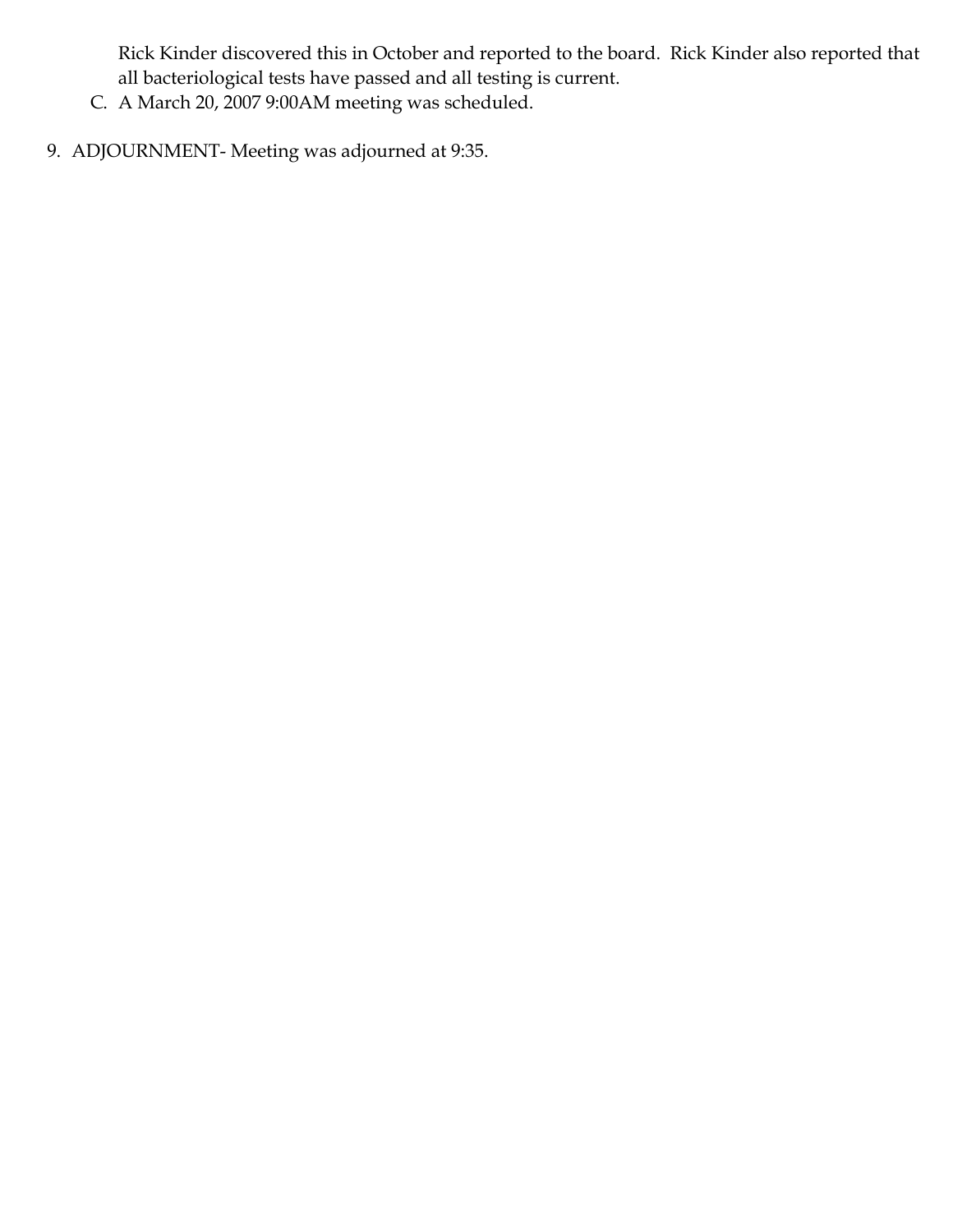Rick Kinder discovered this in October and reported to the board. Rick Kinder also reported that all bacteriological tests have passed and all testing is current.

C. A March 20, 2007 9:00AM meeting was scheduled.

9. ADJOURNMENT- Meeting was adjourned at 9:35.